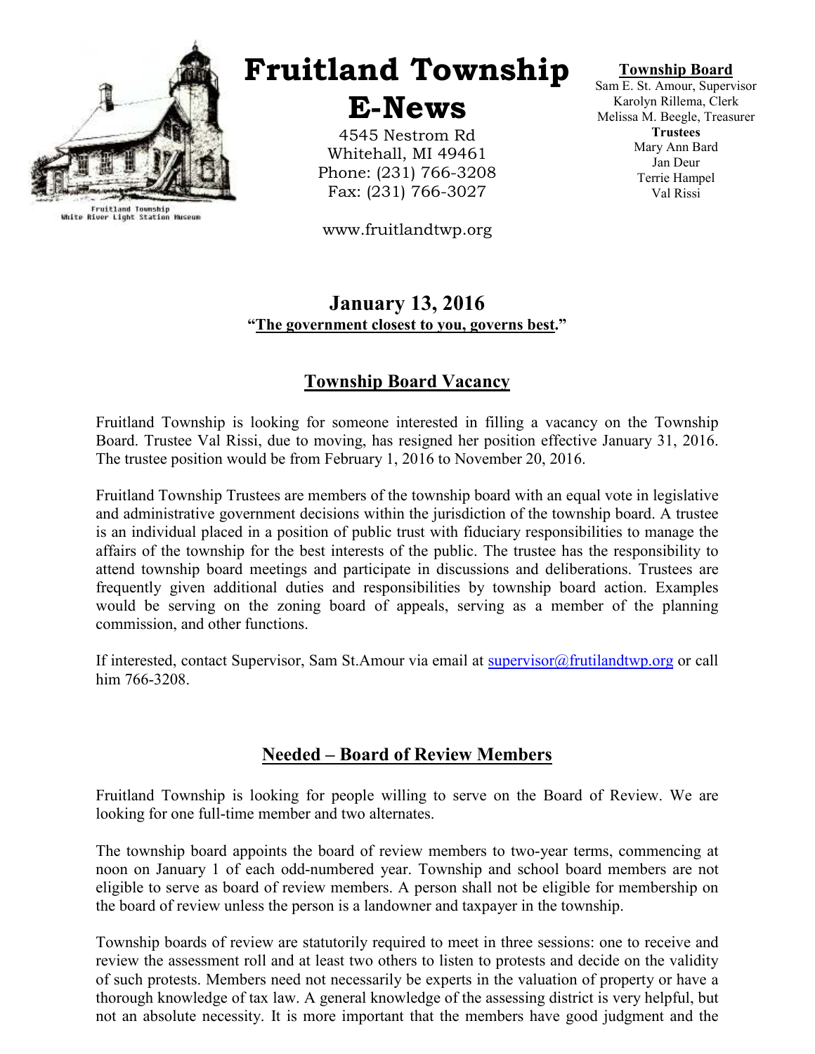Fruitland Township
White River Light Station Museum

# Fruitland Township E-News

4545 Nestrom Rd
Whitehall, MI 49461
Phone: (231) 766-3208
Fax: (231) 766-3027

www.fruitlandtwp.org

**Township Board**
Sam E. St. Amour, Supervisor
Karolyn Rillema, Clerk
Melissa M. Beegle, Treasurer
**Trustees**
Mary Ann Bard
Jan Deur
Terrie Hampel
Val Rissi

## January 13, 2016

**"The government closest to you, governs best."**

## Township Board Vacancy

Fruitland Township is looking for someone interested in filling a vacancy on the Township Board. Trustee Val Rissi, due to moving, has resigned her position effective January 31, 2016. The trustee position would be from February 1, 2016 to November 20, 2016.

Fruitland Township Trustees are members of the township board with an equal vote in legislative and administrative government decisions within the jurisdiction of the township board. A trustee is an individual placed in a position of public trust with fiduciary responsibilities to manage the affairs of the township for the best interests of the public. The trustee has the responsibility to attend township board meetings and participate in discussions and deliberations. Trustees are frequently given additional duties and responsibilities by township board action. Examples would be serving on the zoning board of appeals, serving as a member of the planning commission, and other functions.

If interested, contact Supervisor, Sam St.Amour via email at supervisor@frutilandtwp.org or call him 766-3208.

## Needed – Board of Review Members

Fruitland Township is looking for people willing to serve on the Board of Review. We are looking for one full-time member and two alternates.

The township board appoints the board of review members to two-year terms, commencing at noon on January 1 of each odd-numbered year. Township and school board members are not eligible to serve as board of review members. A person shall not be eligible for membership on the board of review unless the person is a landowner and taxpayer in the township.

Township boards of review are statutorily required to meet in three sessions: one to receive and review the assessment roll and at least two others to listen to protests and decide on the validity of such protests. Members need not necessarily be experts in the valuation of property or have a thorough knowledge of tax law. A general knowledge of the assessing district is very helpful, but not an absolute necessity. It is more important that the members have good judgment and the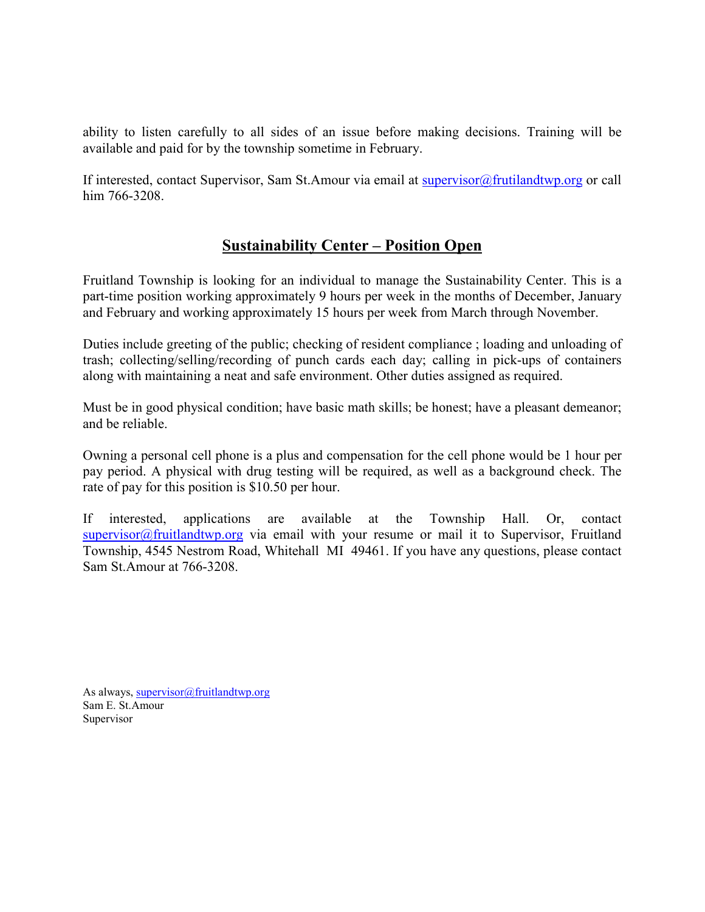ability to listen carefully to all sides of an issue before making decisions. Training will be available and paid for by the township sometime in February.

If interested, contact Supervisor, Sam St.Amour via email at supervisor@frutilandtwp.org or call him 766-3208.

## Sustainability Center – Position Open

Fruitland Township is looking for an individual to manage the Sustainability Center. This is a part-time position working approximately 9 hours per week in the months of December, January and February and working approximately 15 hours per week from March through November.

Duties include greeting of the public; checking of resident compliance ; loading and unloading of trash; collecting/selling/recording of punch cards each day; calling in pick-ups of containers along with maintaining a neat and safe environment. Other duties assigned as required.

Must be in good physical condition; have basic math skills; be honest; have a pleasant demeanor; and be reliable.

Owning a personal cell phone is a plus and compensation for the cell phone would be 1 hour per pay period. A physical with drug testing will be required, as well as a background check. The rate of pay for this position is $10.50 per hour.

If interested, applications are available at the Township Hall. Or, contact supervisor@fruitlandtwp.org via email with your resume or mail it to Supervisor, Fruitland Township, 4545 Nestrom Road, Whitehall MI 49461. If you have any questions, please contact Sam St.Amour at 766-3208.

As always, supervisor@fruitlandtwp.org
Sam E. St.Amour
Supervisor